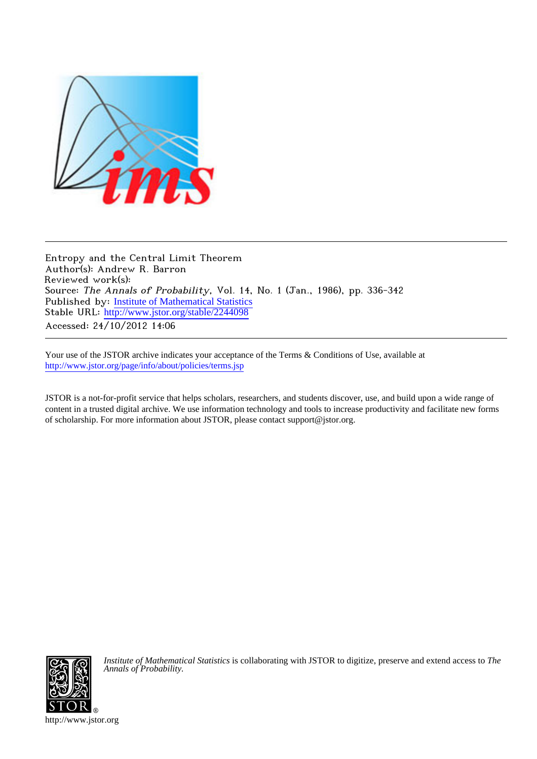Entropy and the Central Limit Theorem
Author(s): Andrew R. Barron
Reviewed work(s):
Source: *The Annals of Probability*, Vol. 14, No. 1 (Jan., 1986), pp. 336-342
Published by: Institute of Mathematical Statistics
Stable URL: http://www.jstor.org/stable/2244098
Accessed: 24/10/2012 14:06

---

Your use of the JSTOR archive indicates your acceptance of the Terms & Conditions of Use, available at http://www.jstor.org/page/info/about/policies/terms.jsp

JSTOR is a not-for-profit service that helps scholars, researchers, and students discover, use, and build upon a wide range of content in a trusted digital archive. We use information technology and tools to increase productivity and facilitate new forms of scholarship. For more information about JSTOR, please contact support@jstor.org.

*Institute of Mathematical Statistics* is collaborating with JSTOR to digitize, preserve and extend access to *The Annals of Probability*.

http://www.jstor.org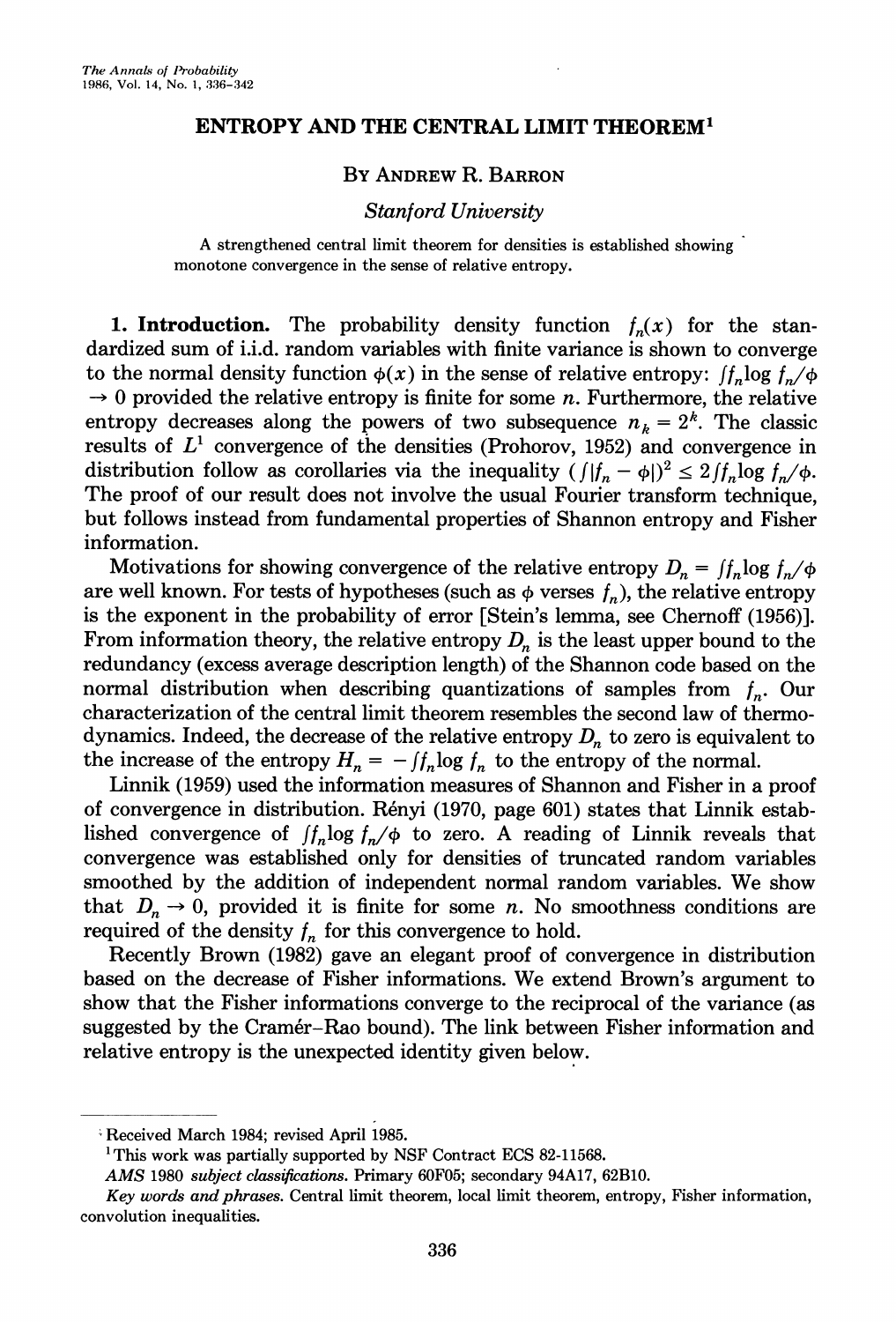The Annals of Probability
1986, Vol. 14, No. 1, 336–342

# ENTROPY AND THE CENTRAL LIMIT THEOREM[1]

By Andrew R. Barron

*Stanford University*

A strengthened central limit theorem for densities is established showing monotone convergence in the sense of relative entropy.

**1. Introduction.** The probability density function $f_n(x)$ for the standardized sum of i.i.d. random variables with finite variance is shown to converge to the normal density function $\phi(x)$ in the sense of relative entropy: $\int f_n \log f_n/\phi \to 0$ provided the relative entropy is finite for some $n$. Furthermore, the relative entropy decreases along the powers of two subsequence $n_k = 2^k$. The classic results of $L^1$ convergence of the densities (Prohorov, 1952) and convergence in distribution follow as corollaries via the inequality $(\int |f_n - \phi|)^2 \le 2 \int f_n \log f_n/\phi$. The proof of our result does not involve the usual Fourier transform technique, but follows instead from fundamental properties of Shannon entropy and Fisher information.

Motivations for showing convergence of the relative entropy $D_n = \int f_n \log f_n/\phi$ are well known. For tests of hypotheses (such as $\phi$ verses $f_n$), the relative entropy is the exponent in the probability of error [Stein's lemma, see Chernoff (1956)]. From information theory, the relative entropy $D_n$ is the least upper bound to the redundancy (excess average description length) of the Shannon code based on the normal distribution when describing quantizations of samples from $f_n$. Our characterization of the central limit theorem resembles the second law of thermodynamics. Indeed, the decrease of the relative entropy $D_n$ to zero is equivalent to the increase of the entropy $H_n = -\int f_n \log f_n$ to the entropy of the normal.

Linnik (1959) used the information measures of Shannon and Fisher in a proof of convergence in distribution. Rényi (1970, page 601) states that Linnik established convergence of $\int f_n \log f_n/\phi$ to zero. A reading of Linnik reveals that convergence was established only for densities of truncated random variables smoothed by the addition of independent normal random variables. We show that $D_n \to 0$, provided it is finite for some $n$. No smoothness conditions are required of the density $f_n$ for this convergence to hold.

Recently Brown (1982) gave an elegant proof of convergence in distribution based on the decrease of Fisher informations. We extend Brown's argument to show that the Fisher informations converge to the reciprocal of the variance (as suggested by the Cramér–Rao bound). The link between Fisher information and relative entropy is the unexpected identity given below.

---

Received March 1984; revised April 1985.

[1] This work was partially supported by NSF Contract ECS 82-11568.

*AMS* 1980 *subject classifications.* Primary 60F05; secondary 94A17, 62B10.

*Key words and phrases.* Central limit theorem, local limit theorem, entropy, Fisher information, convolution inequalities.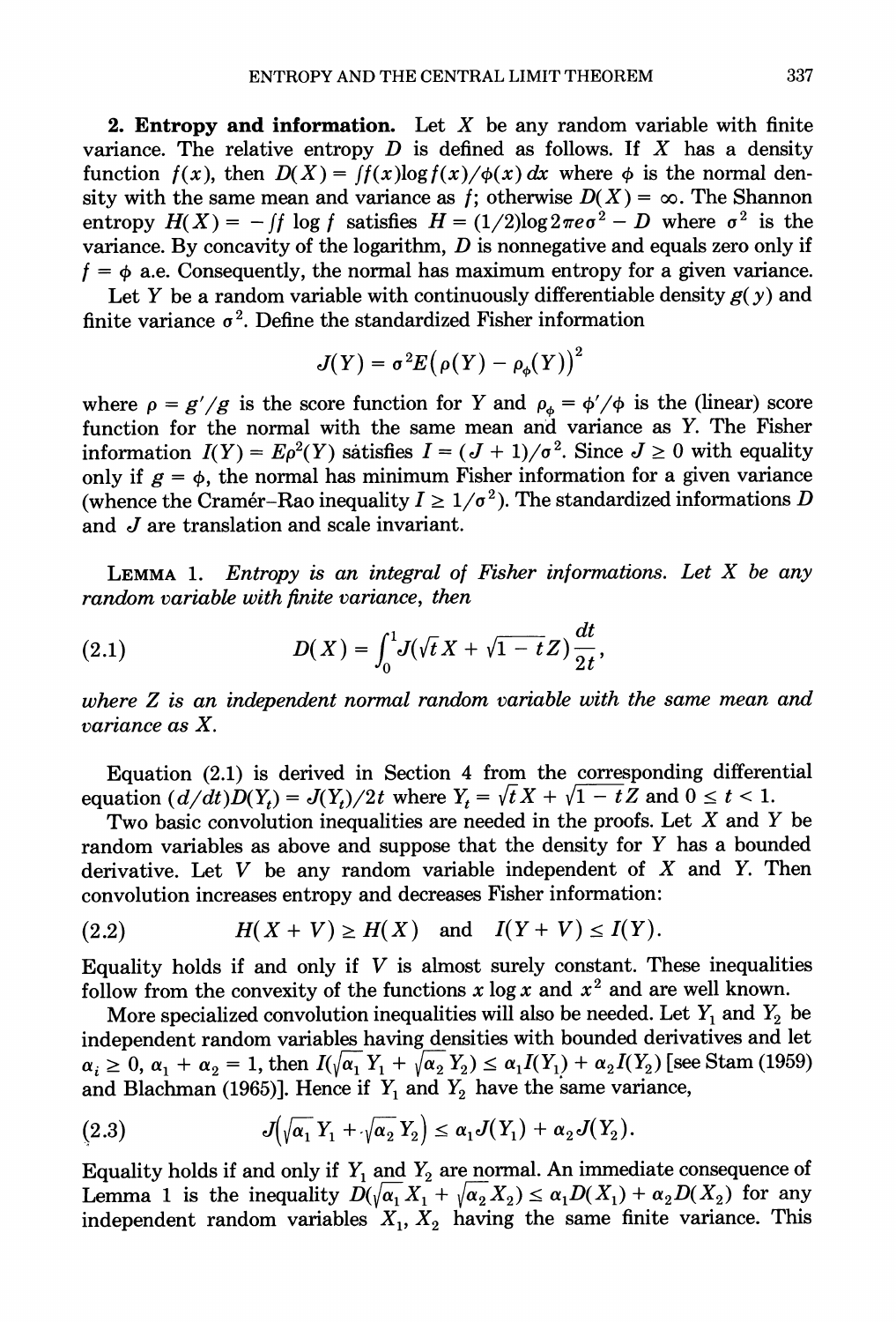**2. Entropy and information.** Let $X$ be any random variable with finite variance. The relative entropy $D$ is defined as follows. If $X$ has a density function $f(x)$, then $D(X) = \int f(x) \log f(x)/\phi(x)\, dx$ where $\phi$ is the normal density with the same mean and variance as $f$; otherwise $D(X) = \infty$. The Shannon entropy $H(X) = -\int f \log f$ satisfies $H = (1/2)\log 2\pi e \sigma^2 - D$ where $\sigma^2$ is the variance. By concavity of the logarithm, $D$ is nonnegative and equals zero only if $f = \phi$ a.e. Consequently, the normal has maximum entropy for a given variance.

Let $Y$ be a random variable with continuously differentiable density $g(y)$ and finite variance $\sigma^2$. Define the standardized Fisher information

$$J(Y) = \sigma^2 E\big(\rho(Y) - \rho_\phi(Y)\big)^2$$

where $\rho = g'/g$ is the score function for $Y$ and $\rho_\phi = \phi'/\phi$ is the (linear) score function for the normal with the same mean and variance as $Y$. The Fisher information $I(Y) = E\rho^2(Y)$ satisfies $I = (J+1)/\sigma^2$. Since $J \geq 0$ with equality only if $g = \phi$, the normal has minimum Fisher information for a given variance (whence the Cramér–Rao inequality $I \geq 1/\sigma^2$). The standardized informations $D$ and $J$ are translation and scale invariant.

Lemma 1. *Entropy is an integral of Fisher informations. Let $X$ be any random variable with finite variance, then*

$$D(X) = \int_0^1 J(\sqrt{t}X + \sqrt{1-t}Z)\frac{dt}{2t}, \tag{2.1}$$

*where $Z$ is an independent normal random variable with the same mean and variance as $X$.*

Equation (2.1) is derived in Section 4 from the corresponding differential equation $(d/dt)D(Y_t) = J(Y_t)/2t$ where $Y_t = \sqrt{t}X + \sqrt{1-t}Z$ and $0 \leq t < 1$.

Two basic convolution inequalities are needed in the proofs. Let $X$ and $Y$ be random variables as above and suppose that the density for $Y$ has a bounded derivative. Let $V$ be any random variable independent of $X$ and $Y$. Then convolution increases entropy and decreases Fisher information:

$$H(X+V) \geq H(X) \quad \text{and} \quad I(Y+V) \leq I(Y). \tag{2.2}$$

Equality holds if and only if $V$ is almost surely constant. These inequalities follow from the convexity of the functions $x \log x$ and $x^2$ and are well known.

More specialized convolution inequalities will also be needed. Let $Y_1$ and $Y_2$ be independent random variables having densities with bounded derivatives and let $\alpha_i \geq 0$, $\alpha_1 + \alpha_2 = 1$, then $I(\sqrt{\alpha_1}Y_1 + \sqrt{\alpha_2}Y_2) \leq \alpha_1 I(Y_1) + \alpha_2 I(Y_2)$ [see Stam (1959) and Blachman (1965)]. Hence if $Y_1$ and $Y_2$ have the same variance,

$$J\big(\sqrt{\alpha_1}Y_1 + \sqrt{\alpha_2}Y_2\big) \leq \alpha_1 J(Y_1) + \alpha_2 J(Y_2). \tag{2.3}$$

Equality holds if and only if $Y_1$ and $Y_2$ are normal. An immediate consequence of Lemma 1 is the inequality $D(\sqrt{\alpha_1}X_1 + \sqrt{\alpha_2}X_2) \leq \alpha_1 D(X_1) + \alpha_2 D(X_2)$ for any independent random variables $X_1$, $X_2$ having the same finite variance. This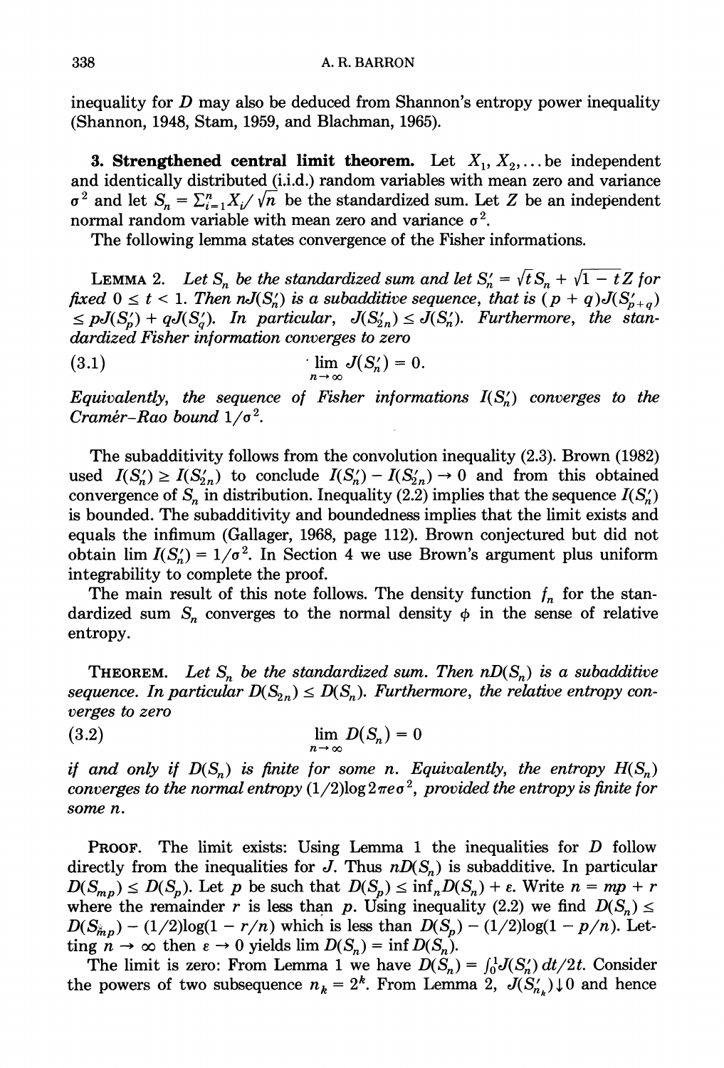inequality for $D$ may also be deduced from Shannon's entropy power inequality (Shannon, 1948, Stam, 1959, and Blachman, 1965).

**3. Strengthened central limit theorem.** Let $X_1, X_2, \dots$ be independent and identically distributed (i.i.d.) random variables with mean zero and variance $\sigma^2$ and let $S_n = \sum_{i=1}^n X_i/\sqrt{n}$ be the standardized sum. Let $Z$ be an independent normal random variable with mean zero and variance $\sigma^2$.

The following lemma states convergence of the Fisher informations.

LEMMA 2. *Let $S_n$ be the standardized sum and let $S_n' = \sqrt{t}\, S_n + \sqrt{1-t}\, Z$ for fixed $0 \le t < 1$. Then $nJ(S_n')$ is a subadditive sequence, that is $(p+q)J(S_{p+q}') \le pJ(S_p') + qJ(S_q')$. In particular, $J(S_{2n}') \le J(S_n')$. Furthermore, the standardized Fisher information converges to zero*

$$\lim_{n\to\infty} J(S_n') = 0. \tag{3.1}$$

*Equivalently, the sequence of Fisher informations $I(S_n')$ converges to the Cramér–Rao bound $1/\sigma^2$.*

The subadditivity follows from the convolution inequality (2.3). Brown (1982) used $I(S_n') \ge I(S_{2n}')$ to conclude $I(S_n') - I(S_{2n}') \to 0$ and from this obtained convergence of $S_n$ in distribution. Inequality (2.2) implies that the sequence $I(S_n')$ is bounded. The subadditivity and boundedness implies that the limit exists and equals the infimum (Gallager, 1968, page 112). Brown conjectured but did not obtain $\lim I(S_n') = 1/\sigma^2$. In Section 4 we use Brown's argument plus uniform integrability to complete the proof.

The main result of this note follows. The density function $f_n$ for the standardized sum $S_n$ converges to the normal density $\phi$ in the sense of relative entropy.

THEOREM. *Let $S_n$ be the standardized sum. Then $nD(S_n)$ is a subadditive sequence. In particular $D(S_{2n}) \le D(S_n)$. Furthermore, the relative entropy converges to zero*

$$\lim_{n\to\infty} D(S_n) = 0 \tag{3.2}$$

*if and only if $D(S_n)$ is finite for some $n$. Equivalently, the entropy $H(S_n)$ converges to the normal entropy $(1/2)\log 2\pi e \sigma^2$, provided the entropy is finite for some $n$.*

PROOF. The limit exists: Using Lemma 1 the inequalities for $D$ follow directly from the inequalities for $J$. Thus $nD(S_n)$ is subadditive. In particular $D(S_{mp}) \le D(S_p)$. Let $p$ be such that $D(S_p) \le \inf_n D(S_n) + \varepsilon$. Write $n = mp + r$ where the remainder $r$ is less than $p$. Using inequality (2.2) we find $D(S_n) \le D(S_{mp}) - (1/2)\log(1 - r/n)$ which is less than $D(S_p) - (1/2)\log(1 - p/n)$. Letting $n \to \infty$ then $\varepsilon \to 0$ yields $\lim D(S_n) = \inf D(S_n)$.

The limit is zero: From Lemma 1 we have $D(S_n) = \int_0^1 J(S_n')\, dt/2t$. Consider the powers of two subsequence $n_k = 2^k$. From Lemma 2, $J(S_{n_k}') \downarrow 0$ and hence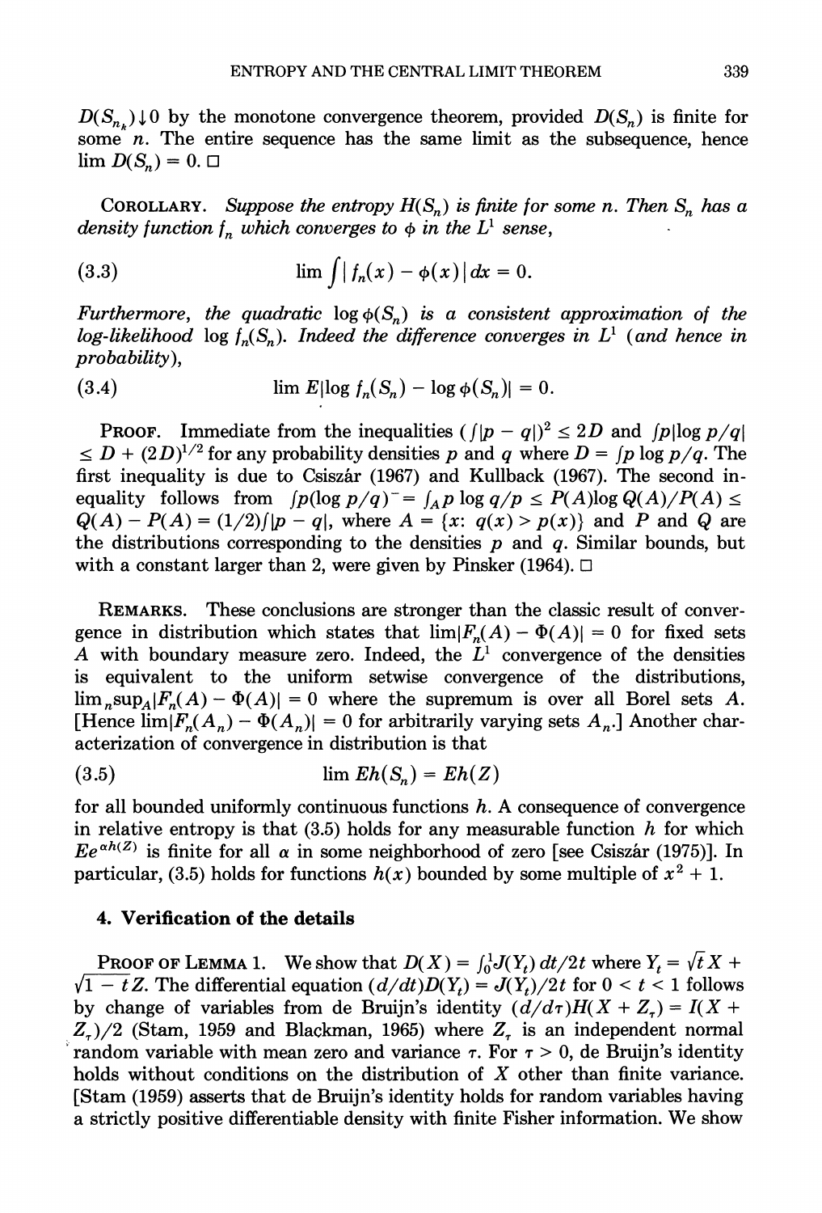$D(S_{n_k}) \downarrow 0$ by the monotone convergence theorem, provided $D(S_n)$ is finite for some $n$. The entire sequence has the same limit as the subsequence, hence $\lim D(S_n) = 0$. □

Corollary. *Suppose the entropy $H(S_n)$ is finite for some $n$. Then $S_n$ has a density function $f_n$ which converges to $\phi$ in the $L^1$ sense,*

$$\lim \int |f_n(x) - \phi(x)|\, dx = 0. \tag{3.3}$$

*Furthermore, the quadratic $\log \phi(S_n)$ is a consistent approximation of the log-likelihood $\log f_n(S_n)$. Indeed the difference converges in $L^1$ (and hence in probability),*

$$\lim E|\log f_n(S_n) - \log \phi(S_n)| = 0. \tag{3.4}$$

Proof. Immediate from the inequalities $(\int |p - q|)^2 \leq 2D$ and $\int p|\log p/q| \leq D + (2D)^{1/2}$ for any probability densities $p$ and $q$ where $D = \int p \log p/q$. The first inequality is due to Csiszár (1967) and Kullback (1967). The second inequality follows from $\int p(\log p/q)^- = \int_A p \log q/p \leq P(A) \log Q(A)/P(A) \leq Q(A) - P(A) = (1/2)\int|p - q|$, where $A = \{x\colon q(x) > p(x)\}$ and $P$ and $Q$ are the distributions corresponding to the densities $p$ and $q$. Similar bounds, but with a constant larger than 2, were given by Pinsker (1964). □

Remarks. These conclusions are stronger than the classic result of convergence in distribution which states that $\lim|F_n(A) - \Phi(A)| = 0$ for fixed sets $A$ with boundary measure zero. Indeed, the $L^1$ convergence of the densities is equivalent to the uniform setwise convergence of the distributions, $\lim_n \sup_A |F_n(A) - \Phi(A)| = 0$ where the supremum is over all Borel sets $A$. [Hence $\lim|F_n(A_n) - \Phi(A_n)| = 0$ for arbitrarily varying sets $A_n$.] Another characterization of convergence in distribution is that

$$\lim Eh(S_n) = Eh(Z) \tag{3.5}$$

for all bounded uniformly continuous functions $h$. A consequence of convergence in relative entropy is that (3.5) holds for any measurable function $h$ for which $Ee^{\alpha h(Z)}$ is finite for all $\alpha$ in some neighborhood of zero [see Csiszár (1975)]. In particular, (3.5) holds for functions $h(x)$ bounded by some multiple of $x^2 + 1$.

## 4. Verification of the details

Proof of Lemma 1. We show that $D(X) = \int_0^1 J(Y_t)\, dt/2t$ where $Y_t = \sqrt{t}X + \sqrt{1-t}Z$. The differential equation $(d/dt)D(Y_t) = J(Y_t)/2t$ for $0 < t < 1$ follows by change of variables from de Bruijn's identity $(d/d\tau)H(X + Z_\tau) = I(X + Z_\tau)/2$ (Stam, 1959 and Blachman, 1965) where $Z_\tau$ is an independent normal random variable with mean zero and variance $\tau$. For $\tau > 0$, de Bruijn's identity holds without conditions on the distribution of $X$ other than finite variance. [Stam (1959) asserts that de Bruijn's identity holds for random variables having a strictly positive differentiable density with finite Fisher information. We show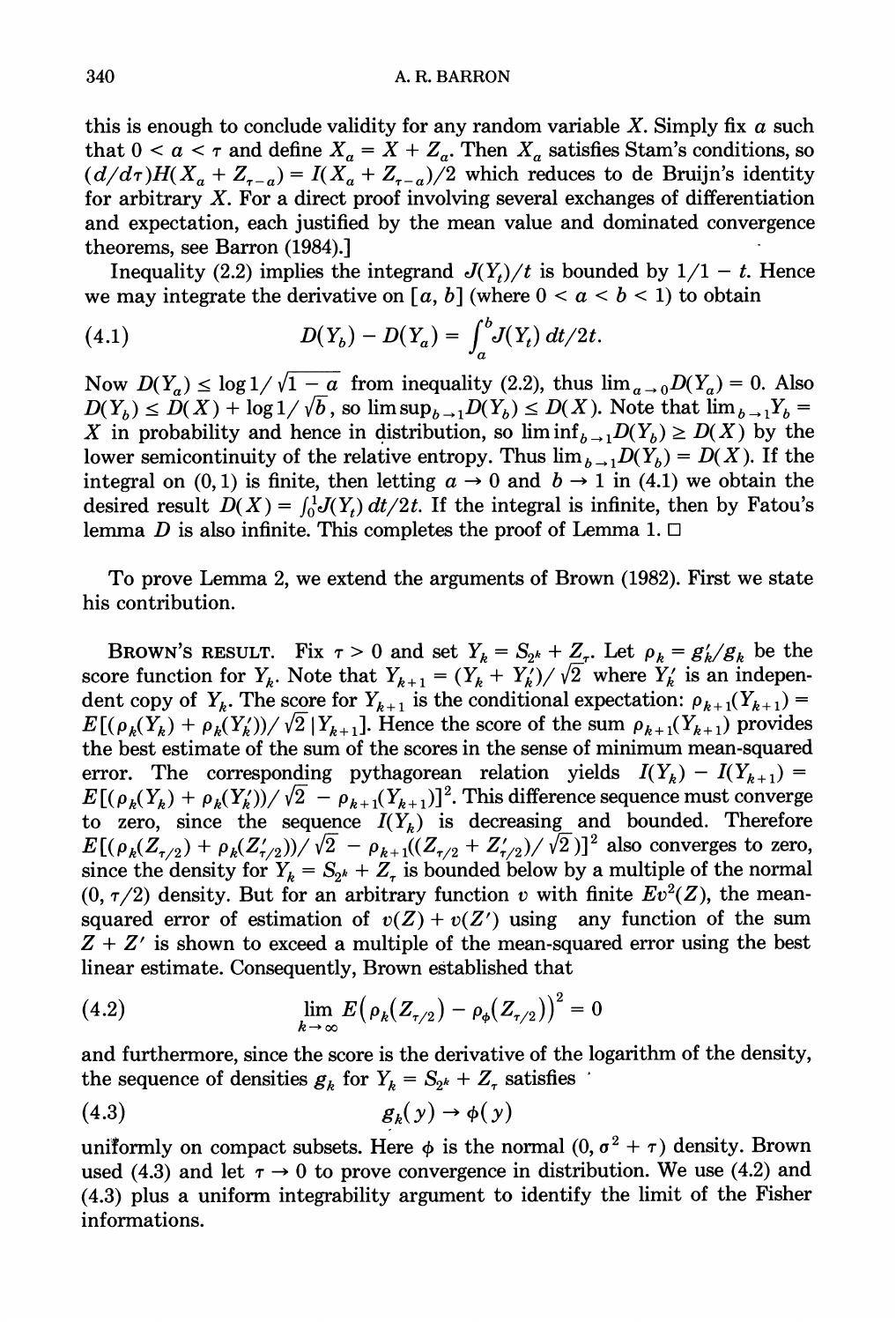this is enough to conclude validity for any random variable $X$. Simply fix $a$ such that $0 < a < \tau$ and define $X_a = X + Z_a$. Then $X_a$ satisfies Stam's conditions, so $(d/d\tau)H(X_a + Z_{\tau-a}) = I(X_a + Z_{\tau-a})/2$ which reduces to de Bruijn's identity for arbitrary $X$. For a direct proof involving several exchanges of differentiation and expectation, each justified by the mean value and dominated convergence theorems, see Barron (1984).]

Inequality (2.2) implies the integrand $J(Y_t)/t$ is bounded by $1/1 - t$. Hence we may integrate the derivative on $[a, b]$ (where $0 < a < b < 1$) to obtain

$$D(Y_b) - D(Y_a) = \int_a^b J(Y_t)\, dt/2t. \tag{4.1}$$

Now $D(Y_a) \le \log 1/\sqrt{1-a}$ from inequality (2.2), thus $\lim_{a \to 0} D(Y_a) = 0$. Also $D(Y_b) \le D(X) + \log 1/\sqrt{b}$, so $\limsup_{b \to 1} D(Y_b) \le D(X)$. Note that $\lim_{b \to 1} Y_b = X$ in probability and hence in distribution, so $\liminf_{b \to 1} D(Y_b) \ge D(X)$ by the lower semicontinuity of the relative entropy. Thus $\lim_{b \to 1} D(Y_b) = D(X)$. If the integral on $(0, 1)$ is finite, then letting $a \to 0$ and $b \to 1$ in (4.1) we obtain the desired result $D(X) = \int_0^1 J(Y_t)\, dt/2t$. If the integral is infinite, then by Fatou's lemma $D$ is also infinite. This completes the proof of Lemma 1. □

To prove Lemma 2, we extend the arguments of Brown (1982). First we state his contribution.

**Brown's result.** Fix $\tau > 0$ and set $Y_k = S_{2^k} + Z_\tau$. Let $\rho_k = g_k'/g_k$ be the score function for $Y_k$. Note that $Y_{k+1} = (Y_k + Y_k')/\sqrt{2}$ where $Y_k'$ is an independent copy of $Y_k$. The score for $Y_{k+1}$ is the conditional expectation: $\rho_{k+1}(Y_{k+1}) = E[(\rho_k(Y_k) + \rho_k(Y_k'))/\sqrt{2}\,|\,Y_{k+1}]$. Hence the score of the sum $\rho_{k+1}(Y_{k+1})$ provides the best estimate of the sum of the scores in the sense of minimum mean-squared error. The corresponding pythagorean relation yields $I(Y_k) - I(Y_{k+1}) = E[(\rho_k(Y_k) + \rho_k(Y_k'))/\sqrt{2} - \rho_{k+1}(Y_{k+1})]^2$. This difference sequence must converge to zero, since the sequence $I(Y_k)$ is decreasing and bounded. Therefore $E[(\rho_k(Z_{\tau/2}) + \rho_k(Z_{\tau/2}'))/\sqrt{2} - \rho_{k+1}((Z_{\tau/2} + Z_{\tau/2}')/\sqrt{2})]^2$ also converges to zero, since the density for $Y_k = S_{2^k} + Z_\tau$ is bounded below by a multiple of the normal $(0, \tau/2)$ density. But for an arbitrary function $v$ with finite $Ev^2(Z)$, the mean-squared error of estimation of $v(Z) + v(Z')$ using any function of the sum $Z + Z'$ is shown to exceed a multiple of the mean-squared error using the best linear estimate. Consequently, Brown established that

$$\lim_{k \to \infty} E\big(\rho_k(Z_{\tau/2}) - \rho_\phi(Z_{\tau/2})\big)^2 = 0 \tag{4.2}$$

and furthermore, since the score is the derivative of the logarithm of the density, the sequence of densities $g_k$ for $Y_k = S_{2^k} + Z_\tau$ satisfies

$$g_k(y) \to \phi(y) \tag{4.3}$$

uniformly on compact subsets. Here $\phi$ is the normal $(0, \sigma^2 + \tau)$ density. Brown used (4.3) and let $\tau \to 0$ to prove convergence in distribution. We use (4.2) and (4.3) plus a uniform integrability argument to identify the limit of the Fisher informations.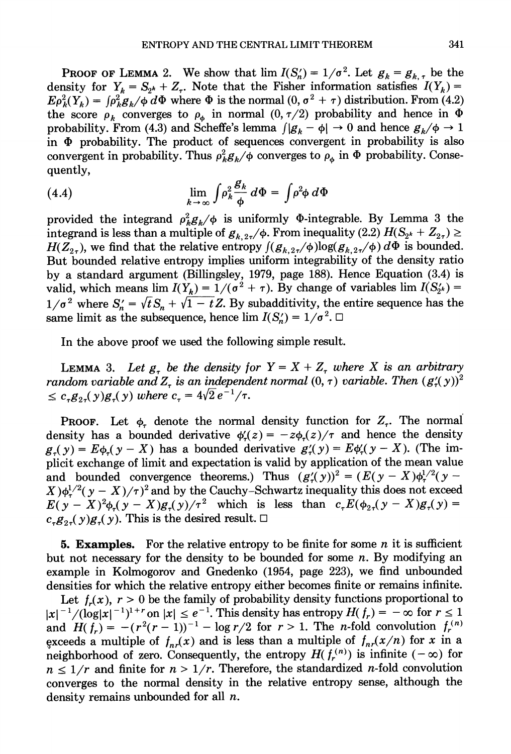**PROOF OF LEMMA 2.** We show that $\lim I(S'_n) = 1/\sigma^2$. Let $g_k = g_{k,\tau}$ be the density for $Y_k = S_{2^k} + Z_\tau$. Note that the Fisher information satisfies $I(Y_k) = E\rho_k^2(Y_k) = \int \rho_k^2 g_k/\phi \, d\Phi$ where $\Phi$ is the normal $(0, \sigma^2 + \tau)$ distribution. From (4.2) the score $\rho_k$ converges to $\rho_\phi$ in normal $(0, \tau/2)$ probability and hence in $\Phi$ probability. From (4.3) and Scheffe's lemma $\int |g_k - \phi| \to 0$ and hence $g_k/\phi \to 1$ in $\Phi$ probability. The product of sequences convergent in probability is also convergent in probability. Thus $\rho_k^2 g_k/\phi$ converges to $\rho_\phi$ in $\Phi$ probability. Consequently,

$$\lim_{k \to \infty} \int \rho_k^2 \frac{g_k}{\phi} \, d\Phi = \int \rho^2 \phi \, d\Phi \tag{4.4}$$

provided the integrand $\rho_k^2 g_k/\phi$ is uniformly $\Phi$-integrable. By Lemma 3 the integrand is less than a multiple of $g_{k,2\tau}/\phi$. From inequality (2.2) $H(S_{2^k} + Z_{2\tau}) \geq H(Z_{2\tau})$, we find that the relative entropy $\int (g_{k,2\tau}/\phi) \log(g_{k,2\tau}/\phi) \, d\Phi$ is bounded. But bounded relative entropy implies uniform integrability of the density ratio by a standard argument (Billingsley, 1979, page 188). Hence Equation (3.4) is valid, which means $\lim I(Y_k) = 1/(\sigma^2 + \tau)$. By change of variables $\lim I(S'_{2^k}) = 1/\sigma^2$ where $S'_n = \sqrt{t} S_n + \sqrt{1-t} Z$. By subadditivity, the entire sequence has the same limit as the subsequence, hence $\lim I(S'_n) = 1/\sigma^2$. $\square$

In the above proof we used the following simple result.

**LEMMA 3.** *Let $g_\tau$ be the density for $Y = X + Z_\tau$ where $X$ is an arbitrary random variable and $Z_\tau$ is an independent normal $(0, \tau)$ variable. Then $(g'_\tau(y))^2 \leq c_\tau g_{2\tau}(y) g_\tau(y)$ where $c_\tau = 4\sqrt{2} e^{-1}/\tau$.*

**PROOF.** Let $\phi_\tau$ denote the normal density function for $Z_\tau$. The normal density has a bounded derivative $\phi'_\tau(z) = -z\phi_\tau(z)/\tau$ and hence the density $g_\tau(y) = E\phi_\tau(y - X)$ has a bounded derivative $g'_\tau(y) = E\phi'_\tau(y - X)$. (The implicit exchange of limit and expectation is valid by application of the mean value and bounded convergence theorems.) Thus $(g'_\tau(y))^2 = (E(y - X)\phi_\tau^{1/2}(y - X)\phi_\tau^{1/2}(y - X)/\tau)^2$ and by the Cauchy–Schwartz inequality this does not exceed $E(y - X)^2 \phi_\tau(y - X) g_\tau(y)/\tau^2$ which is less than $c_\tau E(\phi_{2\tau}(y - X) g_\tau(y) = c_\tau g_{2\tau}(y) g_\tau(y)$. This is the desired result. $\square$

## 5. Examples.

For the relative entropy to be finite for some $n$ it is sufficient but not necessary for the density to be bounded for some $n$. By modifying an example in Kolmogorov and Gnedenko (1954, page 223), we find unbounded densities for which the relative entropy either becomes finite or remains infinite.

Let $f_r(x)$, $r > 0$ be the family of probability density functions proportional to $|x|^{-1}/(\log|x|^{-1})^{1+r}$ on $|x| \leq e^{-1}$. This density has entropy $H(f_r) = -\infty$ for $r \leq 1$ and $H(f_r) = -(r^2(r-1))^{-1} - \log r/2$ for $r > 1$. The $n$-fold convolution $f_r^{(n)}$ exceeds a multiple of $f_{nr}(x)$ and is less than a multiple of $f_{nr}(x/n)$ for $x$ in a neighborhood of zero. Consequently, the entropy $H(f_r^{(n)})$ is infinite $(-\infty)$ for $n \leq 1/r$ and finite for $n > 1/r$. Therefore, the standardized $n$-fold convolution converges to the normal density in the relative entropy sense, although the density remains unbounded for all $n$.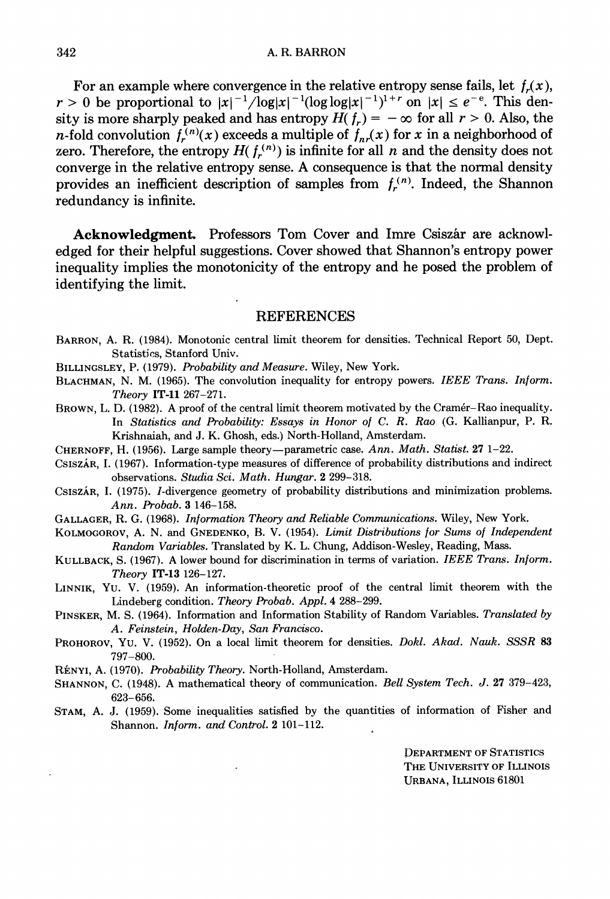For an example where convergence in the relative entropy sense fails, let $f_r(x)$, $r > 0$ be proportional to $|x|^{-1}/\log|x|^{-1}(\log\log|x|^{-1})^{1+r}$ on $|x| \le e^{-e}$. This density is more sharply peaked and has entropy $H(f_r) = -\infty$ for all $r > 0$. Also, the $n$-fold convolution $f_r^{(n)}(x)$ exceeds a multiple of $f_{nr}(x)$ for $x$ in a neighborhood of zero. Therefore, the entropy $H(f_r^{(n)})$ is infinite for all $n$ and the density does not converge in the relative entropy sense. A consequence is that the normal density provides an inefficient description of samples from $f_r^{(n)}$. Indeed, the Shannon redundancy is infinite.

**Acknowledgment.** Professors Tom Cover and Imre Csiszár are acknowledged for their helpful suggestions. Cover showed that Shannon's entropy power inequality implies the monotonicity of the entropy and he posed the problem of identifying the limit.

## REFERENCES

Barron, A. R. (1984). Monotonic central limit theorem for densities. Technical Report 50, Dept. Statistics, Stanford Univ.

Billingsley, P. (1979). *Probability and Measure.* Wiley, New York.

Blachman, N. M. (1965). The convolution inequality for entropy powers. *IEEE Trans. Inform. Theory* **IT-11** 267–271.

Brown, L. D. (1982). A proof of the central limit theorem motivated by the Cramér–Rao inequality. In *Statistics and Probability: Essays in Honor of C. R. Rao* (G. Kallianpur, P. R. Krishnaiah, and J. K. Ghosh, eds.) North-Holland, Amsterdam.

Chernoff, H. (1956). Large sample theory—parametric case. *Ann. Math. Statist.* **27** 1–22.

Csiszár, I. (1967). Information-type measures of difference of probability distributions and indirect observations. *Studia Sci. Math. Hungar.* **2** 299–318.

Csiszár, I. (1975). *I*-divergence geometry of probability distributions and minimization problems. *Ann. Probab.* **3** 146–158.

Gallager, R. G. (1968). *Information Theory and Reliable Communications.* Wiley, New York.

Kolmogorov, A. N. and Gnedenko, B. V. (1954). *Limit Distributions for Sums of Independent Random Variables.* Translated by K. L. Chung, Addison-Wesley, Reading, Mass.

Kullback, S. (1967). A lower bound for discrimination in terms of variation. *IEEE Trans. Inform. Theory* **IT-13** 126–127.

Linnik, Yu. V. (1959). An information-theoretic proof of the central limit theorem with the Lindeberg condition. *Theory Probab. Appl.* **4** 288–299.

Pinsker, M. S. (1964). Information and Information Stability of Random Variables. *Translated by A. Feinstein, Holden-Day, San Francisco.*

Prohorov, Yu. V. (1952). On a local limit theorem for densities. *Dokl. Akad. Nauk. SSSR* **83** 797–800.

Rényi, A. (1970). *Probability Theory.* North-Holland, Amsterdam.

Shannon, C. (1948). A mathematical theory of communication. *Bell System Tech. J.* **27** 379–423, 623–656.

Stam, A. J. (1959). Some inequalities satisfied by the quantities of information of Fisher and Shannon. *Inform. and Control.* **2** 101–112.

Department of Statistics
The University of Illinois
Urbana, Illinois 61801